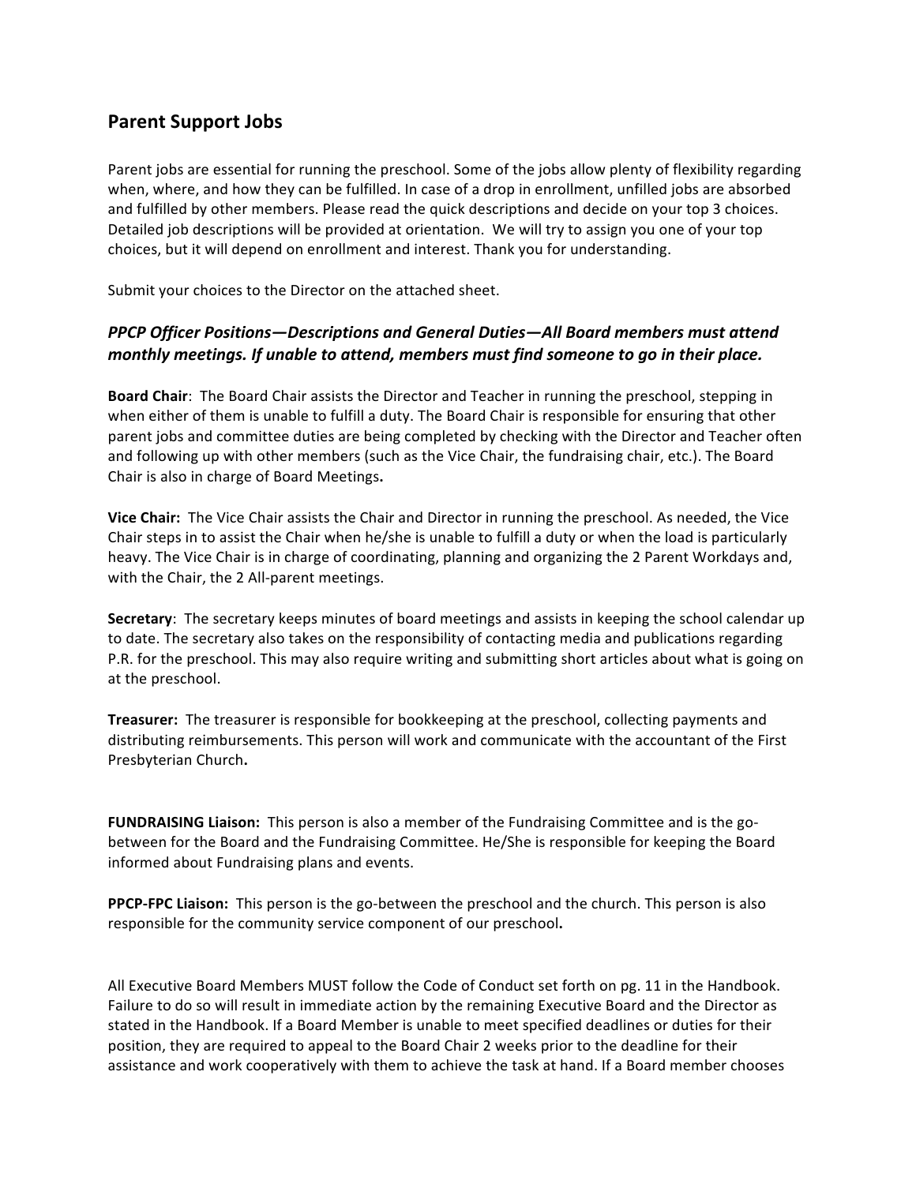## Parent Support Jobs

Parent jobs are essential for running the preschool. Some of the jobs allow plenty of flexibility regarding when, where, and how they can be fulfilled. In case of a drop in enrollment, unfilled jobs are absorbed and fulfilled by other members. Please read the quick descriptions and decide on your top 3 choices. Detailed job descriptions will be provided at orientation. We will try to assign you one of your top choices, but it will depend on enrollment and interest. Thank you for understanding.

Submit your choices to the Director on the attached sheet.

### *PPCP Officer Positions—Descriptions and General Duties—All Board members must attend monthly meetings. If unable to attend, members must find someone to go in their place.*

**Board Chair**: The Board Chair assists the Director and Teacher in running the preschool, stepping in when either of them is unable to fulfill a duty. The Board Chair is responsible for ensuring that other parent jobs and committee duties are being completed by checking with the Director and Teacher often and following up with other members (such as the Vice Chair, the fundraising chair, etc.). The Board Chair is also in charge of Board Meetings**.**

**Vice Chair:** The Vice Chair assists the Chair and Director in running the preschool. As needed, the Vice Chair steps in to assist the Chair when he/she is unable to fulfill a duty or when the load is particularly heavy. The Vice Chair is in charge of coordinating, planning and organizing the 2 Parent Workdays and, with the Chair, the 2 All-parent meetings.

**Secretary**: The secretary keeps minutes of board meetings and assists in keeping the school calendar up to date. The secretary also takes on the responsibility of contacting media and publications regarding P.R. for the preschool. This may also require writing and submitting short articles about what is going on at the preschool.

**Treasurer:** The treasurer is responsible for bookkeeping at the preschool, collecting payments and distributing reimbursements. This person will work and communicate with the accountant of the First Presbyterian Church**.**

**FUNDRAISING Liaison:** This person is also a member of the Fundraising Committee and is the go-between for the Board and the Fundraising Committee. He/She is responsible for keeping the Board informed about Fundraising plans and events.

**PPCP-FPC Liaison:** This person is the go-between the preschool and the church. This person is also responsible for the community service component of our preschool**.**

All Executive Board Members MUST follow the Code of Conduct set forth on pg. 11 in the Handbook. Failure to do so will result in immediate action by the remaining Executive Board and the Director as stated in the Handbook. If a Board Member is unable to meet specified deadlines or duties for their position, they are required to appeal to the Board Chair 2 weeks prior to the deadline for their assistance and work cooperatively with them to achieve the task at hand. If a Board member chooses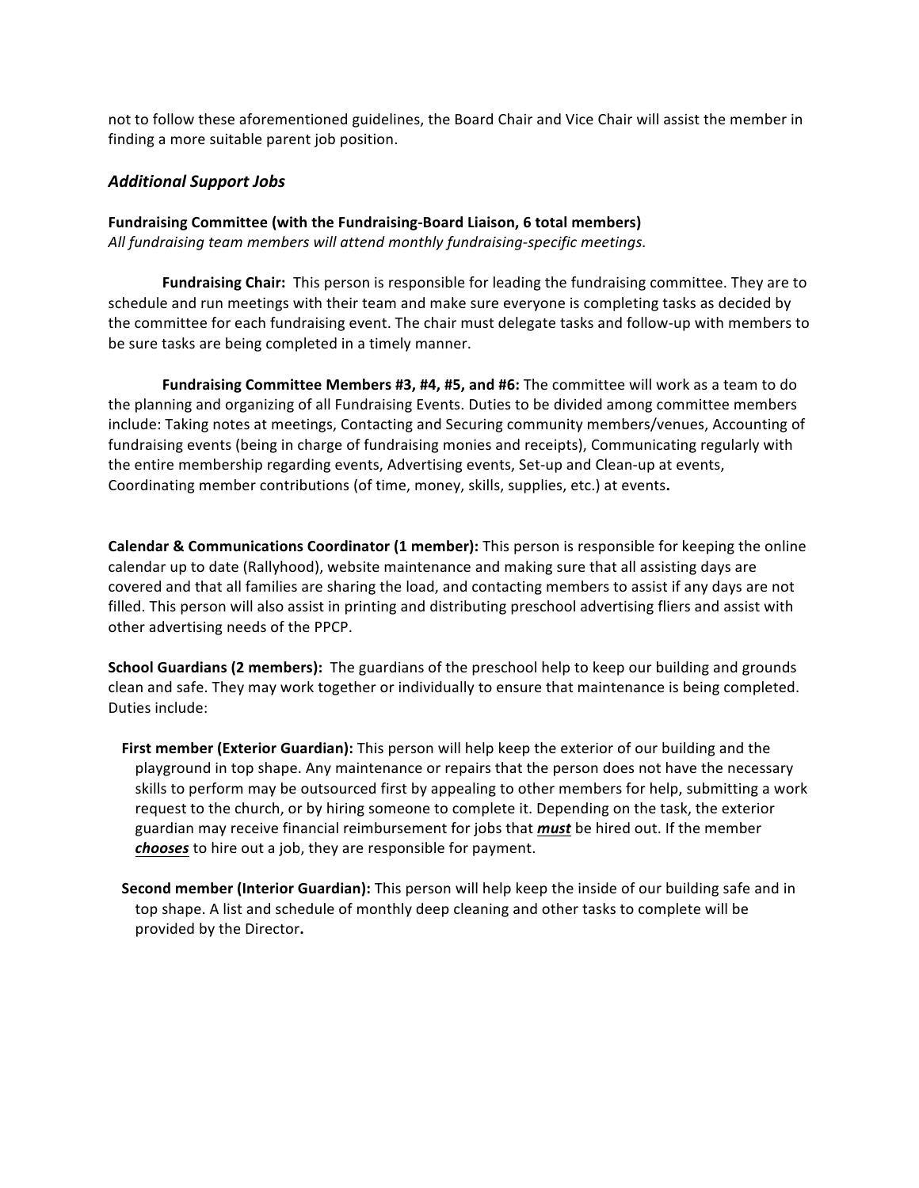not to follow these aforementioned guidelines, the Board Chair and Vice Chair will assist the member in finding a more suitable parent job position.

### *Additional Support Jobs*

**Fundraising Committee (with the Fundraising-Board Liaison, 6 total members)**
*All fundraising team members will attend monthly fundraising-specific meetings.*

**Fundraising Chair:** This person is responsible for leading the fundraising committee. They are to schedule and run meetings with their team and make sure everyone is completing tasks as decided by the committee for each fundraising event. The chair must delegate tasks and follow-up with members to be sure tasks are being completed in a timely manner.

**Fundraising Committee Members #3, #4, #5, and #6:** The committee will work as a team to do the planning and organizing of all Fundraising Events. Duties to be divided among committee members include: Taking notes at meetings, Contacting and Securing community members/venues, Accounting of fundraising events (being in charge of fundraising monies and receipts), Communicating regularly with the entire membership regarding events, Advertising events, Set-up and Clean-up at events, Coordinating member contributions (of time, money, skills, supplies, etc.) at events**.**

**Calendar & Communications Coordinator (1 member):** This person is responsible for keeping the online calendar up to date (Rallyhood), website maintenance and making sure that all assisting days are covered and that all families are sharing the load, and contacting members to assist if any days are not filled. This person will also assist in printing and distributing preschool advertising fliers and assist with other advertising needs of the PPCP.

**School Guardians (2 members):** The guardians of the preschool help to keep our building and grounds clean and safe. They may work together or individually to ensure that maintenance is being completed. Duties include:

**First member (Exterior Guardian):** This person will help keep the exterior of our building and the playground in top shape. Any maintenance or repairs that the person does not have the necessary skills to perform may be outsourced first by appealing to other members for help, submitting a work request to the church, or by hiring someone to complete it. Depending on the task, the exterior guardian may receive financial reimbursement for jobs that ***must*** be hired out. If the member ***chooses*** to hire out a job, they are responsible for payment.

**Second member (Interior Guardian):** This person will help keep the inside of our building safe and in top shape. A list and schedule of monthly deep cleaning and other tasks to complete will be provided by the Director**.**